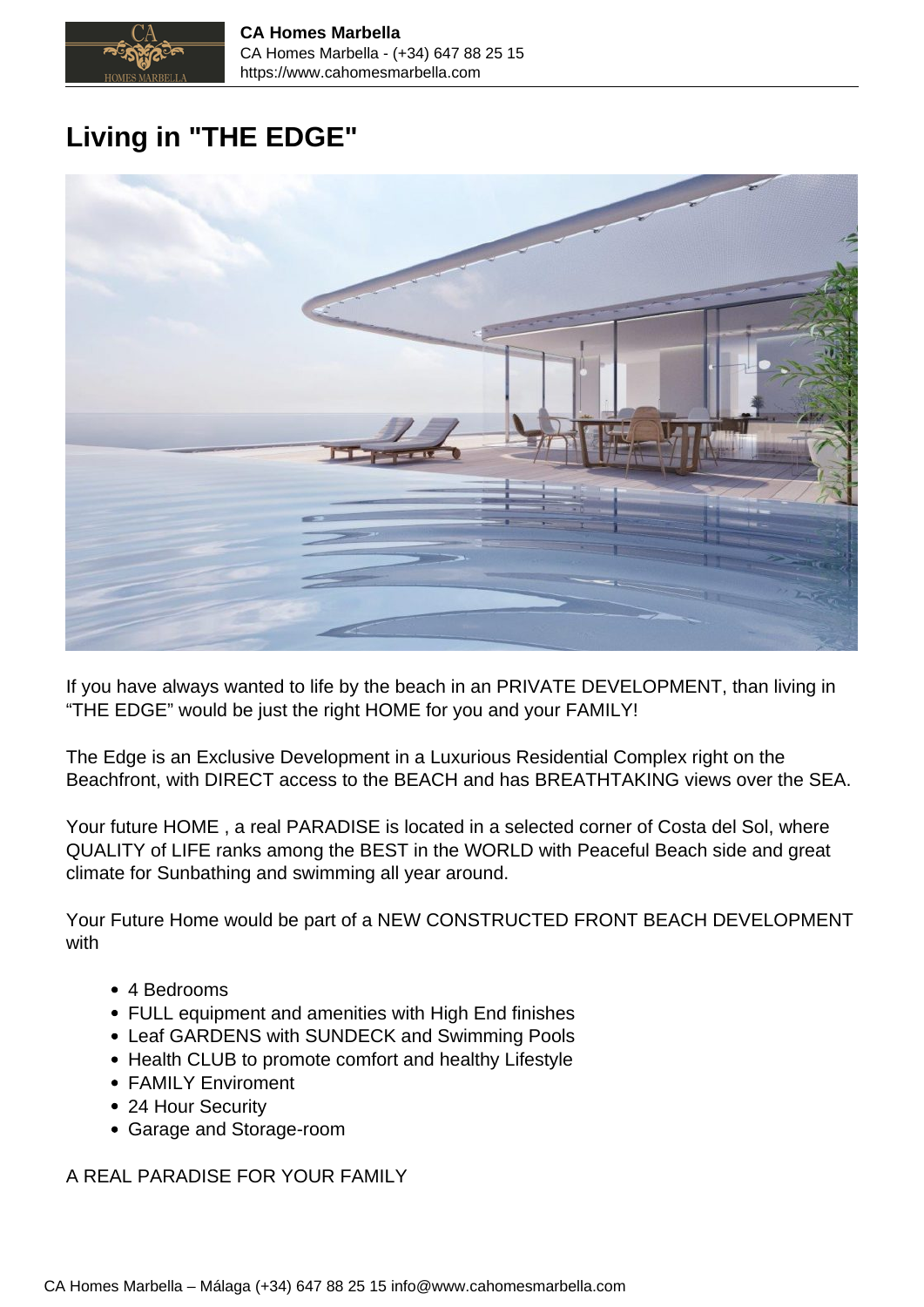# Living in "THE EDGE"

If you have always wanted to life by the beach in an PRIVATE DEVELOPMENT, than living in "THE EDGE" would be just the right HOME for you and your FAMILY!

The Edge is an Exclusive Development in a Luxurious Residential Complex right on the Beachfront, with DIRECT access to the BEACH and has BREATHTAKING views over the SEA.

Your future HOME , a real PARADISE is located in a selected corner of Costa del Sol, where QUALITY of LIFE ranks among the BEST in the WORLD with Peaceful Beach side and great climate for Sunbathing and swimming all year around.

Your Future Home would be part of a NEW CONSTRUCTED FRONT BEACH DEVELOPMENT with

- 4 Bedrooms
- FULL equipment and amenities with High End finishes
- Leaf GARDENS with SUNDECK and Swimming Pools
- Health CLUB to promote comfort and healthy Lifestyle
- FAMILY Enviroment
- 24 Hour Security
- Garage and Storage-room

A REAL PARADISE FOR YOUR FAMILY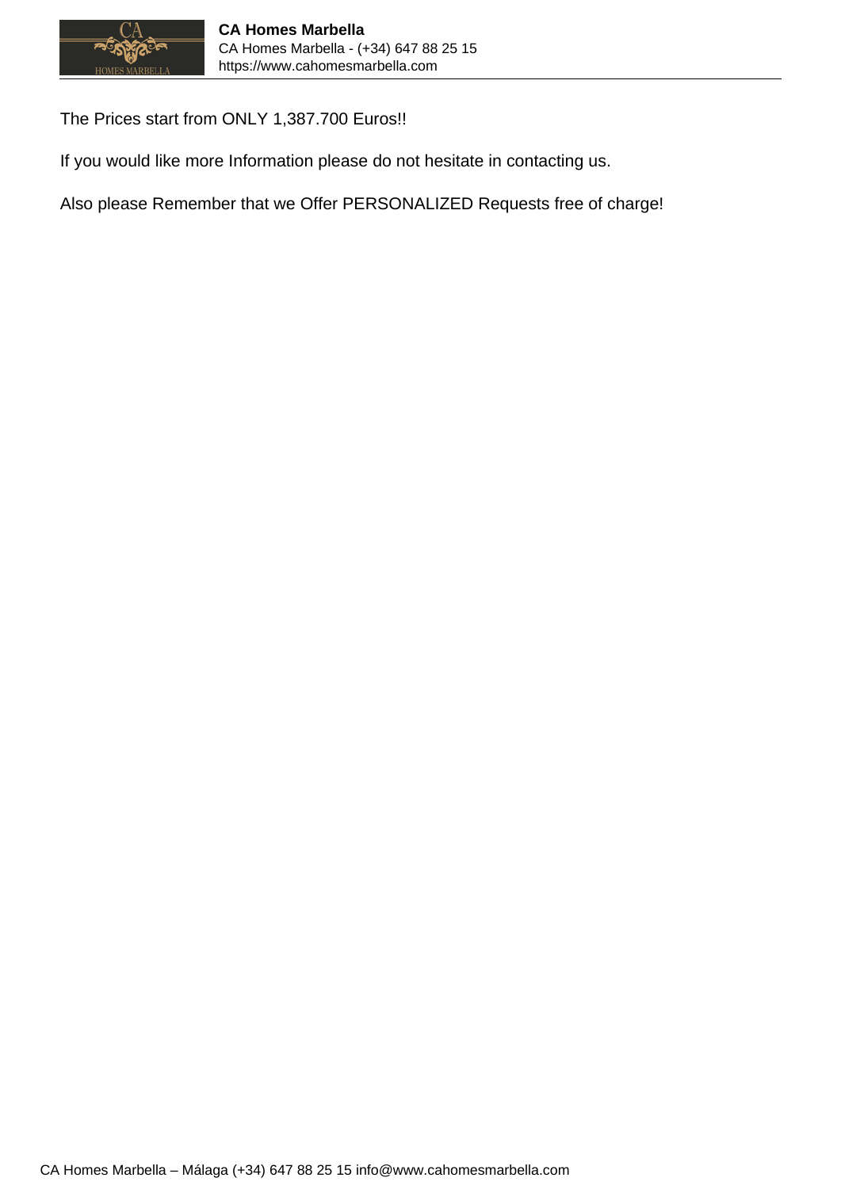The Prices start from ONLY 1,387.700 Euros!!

If you would like more Information please do not hesitate in contacting us.

Also please Remember that we Offer PERSONALIZED Requests free of charge!